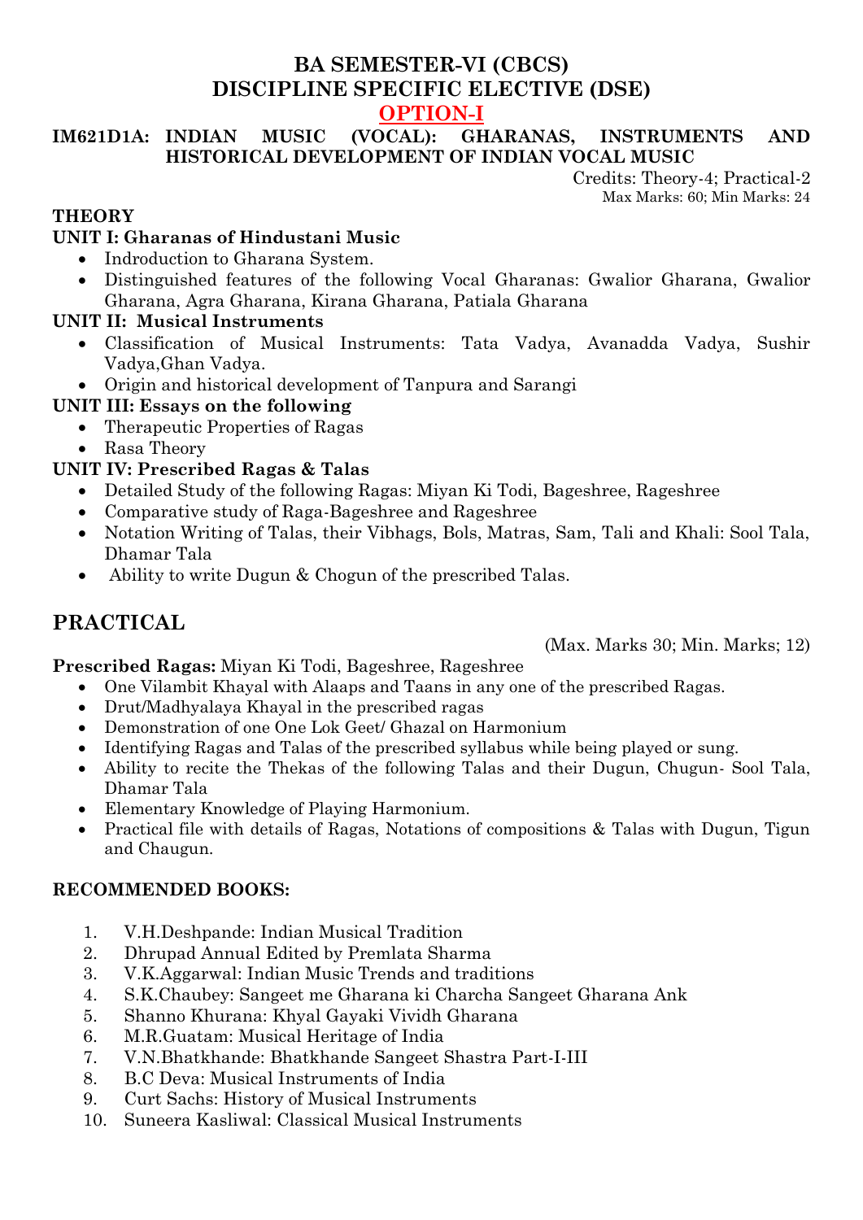# BA SEMESTER-VI (CBCS)
# DISCIPLINE SPECIFIC ELECTIVE (DSE)
## OPTION-I

**IM621D1A: INDIAN MUSIC (VOCAL): GHARANAS, INSTRUMENTS AND HISTORICAL DEVELOPMENT OF INDIAN VOCAL MUSIC**

Credits: Theory-4; Practical-2
Max Marks: 60; Min Marks: 24

**THEORY**

**UNIT I: Gharanas of Hindustani Music**
- Indroduction to Gharana System.
- Distinguished features of the following Vocal Gharanas: Gwalior Gharana, Gwalior Gharana, Agra Gharana, Kirana Gharana, Patiala Gharana

**UNIT II: Musical Instruments**
- Classification of Musical Instruments: Tata Vadya, Avanadda Vadya, Sushir Vadya,Ghan Vadya.
- Origin and historical development of Tanpura and Sarangi

**UNIT III: Essays on the following**
- Therapeutic Properties of Ragas
- Rasa Theory

**UNIT IV: Prescribed Ragas & Talas**
- Detailed Study of the following Ragas: Miyan Ki Todi, Bageshree, Rageshree
- Comparative study of Raga-Bageshree and Rageshree
- Notation Writing of Talas, their Vibhags, Bols, Matras, Sam, Tali and Khali: Sool Tala, Dhamar Tala
- Ability to write Dugun & Chogun of the prescribed Talas.

## PRACTICAL

(Max. Marks 30; Min. Marks; 12)

**Prescribed Ragas:** Miyan Ki Todi, Bageshree, Rageshree
- One Vilambit Khayal with Alaaps and Taans in any one of the prescribed Ragas.
- Drut/Madhyalaya Khayal in the prescribed ragas
- Demonstration of one One Lok Geet/ Ghazal on Harmonium
- Identifying Ragas and Talas of the prescribed syllabus while being played or sung.
- Ability to recite the Thekas of the following Talas and their Dugun, Chugun- Sool Tala, Dhamar Tala
- Elementary Knowledge of Playing Harmonium.
- Practical file with details of Ragas, Notations of compositions & Talas with Dugun, Tigun and Chaugun.

**RECOMMENDED BOOKS:**

1. V.H.Deshpande: Indian Musical Tradition
2. Dhrupad Annual Edited by Premlata Sharma
3. V.K.Aggarwal: Indian Music Trends and traditions
4. S.K.Chaubey: Sangeet me Gharana ki Charcha Sangeet Gharana Ank
5. Shanno Khurana: Khyal Gayaki Vividh Gharana
6. M.R.Guatam: Musical Heritage of India
7. V.N.Bhatkhande: Bhatkhande Sangeet Shastra Part-I-III
8. B.C Deva: Musical Instruments of India
9. Curt Sachs: History of Musical Instruments
10. Suneera Kasliwal: Classical Musical Instruments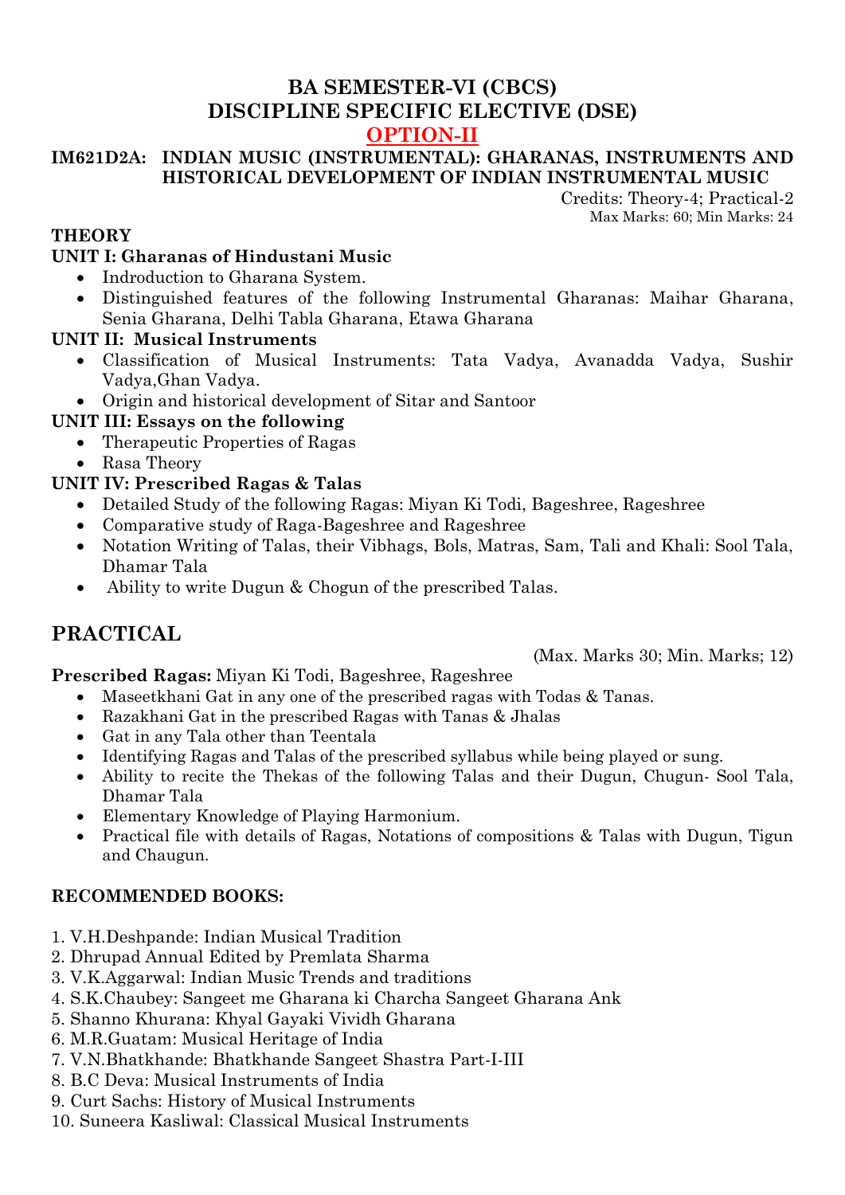# BA SEMESTER-VI (CBCS)
# DISCIPLINE SPECIFIC ELECTIVE (DSE)
# OPTION-II

## IM621D2A: INDIAN MUSIC (INSTRUMENTAL): GHARANAS, INSTRUMENTS AND HISTORICAL DEVELOPMENT OF INDIAN INSTRUMENTAL MUSIC

Credits: Theory-4; Practical-2
Max Marks: 60; Min Marks: 24

## THEORY

### UNIT I: Gharanas of Hindustani Music

- Indroduction to Gharana System.
- Distinguished features of the following Instrumental Gharanas: Maihar Gharana, Senia Gharana, Delhi Tabla Gharana, Etawa Gharana

### UNIT II: Musical Instruments

- Classification of Musical Instruments: Tata Vadya, Avanadda Vadya, Sushir Vadya,Ghan Vadya.
- Origin and historical development of Sitar and Santoor

### UNIT III: Essays on the following

- Therapeutic Properties of Ragas
- Rasa Theory

### UNIT IV: Prescribed Ragas & Talas

- Detailed Study of the following Ragas: Miyan Ki Todi, Bageshree, Rageshree
- Comparative study of Raga-Bageshree and Rageshree
- Notation Writing of Talas, their Vibhags, Bols, Matras, Sam, Tali and Khali: Sool Tala, Dhamar Tala
- Ability to write Dugun & Chogun of the prescribed Talas.

## PRACTICAL

(Max. Marks 30; Min. Marks; 12)

**Prescribed Ragas:** Miyan Ki Todi, Bageshree, Rageshree

- Maseetkhani Gat in any one of the prescribed ragas with Todas & Tanas.
- Razakhani Gat in the prescribed Ragas with Tanas & Jhalas
- Gat in any Tala other than Teentala
- Identifying Ragas and Talas of the prescribed syllabus while being played or sung.
- Ability to recite the Thekas of the following Talas and their Dugun, Chugun- Sool Tala, Dhamar Tala
- Elementary Knowledge of Playing Harmonium.
- Practical file with details of Ragas, Notations of compositions & Talas with Dugun, Tigun and Chaugun.

### RECOMMENDED BOOKS:

1. V.H.Deshpande: Indian Musical Tradition
2. Dhrupad Annual Edited by Premlata Sharma
3. V.K.Aggarwal: Indian Music Trends and traditions
4. S.K.Chaubey: Sangeet me Gharana ki Charcha Sangeet Gharana Ank
5. Shanno Khurana: Khyal Gayaki Vividh Gharana
6. M.R.Guatam: Musical Heritage of India
7. V.N.Bhatkhande: Bhatkhande Sangeet Shastra Part-I-III
8. B.C Deva: Musical Instruments of India
9. Curt Sachs: History of Musical Instruments
10. Suneera Kasliwal: Classical Musical Instruments